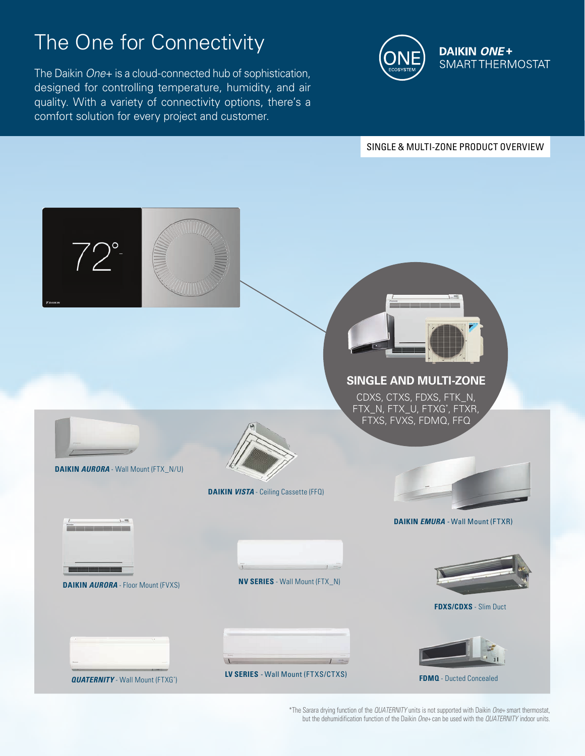# The One for Connectivity

The Daikin *One+* is a cloud-connected hub of sophistication, designed for controlling temperature, humidity, and air quality. With a variety of connectivity options, there's a comfort solution for every project and customer.

**DAIKIN *ONE+***
SMART THERMOSTAT

SINGLE & MULTI-ZONE PRODUCT OVERVIEW

72°

## SINGLE AND MULTI-ZONE

CDXS, CTXS, FDXS, FTK_N, FTX_N, FTX_U, FTXG*, FTXR, FTXS, FVXS, FDMQ, FFQ

**DAIKIN *AURORA*** - Wall Mount (FTX_N/U)

**DAIKIN *VISTA*** - Ceiling Cassette (FFQ)

**DAIKIN *EMURA*** - Wall Mount (FTXR)

**DAIKIN *AURORA*** - Floor Mount (FVXS)

**NV SERIES** - Wall Mount (FTX_N)

**FDXS/CDXS** - Slim Duct

***QUATERNITY*** - Wall Mount (FTXG*)

**LV SERIES** - Wall Mount (FTXS/CTXS)

**FDMQ** - Ducted Concealed

*The Sarara drying function of the *QUATERNITY* units is not supported with Daikin *One+* smart thermostat, but the dehumidification function of the Daikin *One+* can be used with the *QUATERNITY* indoor units.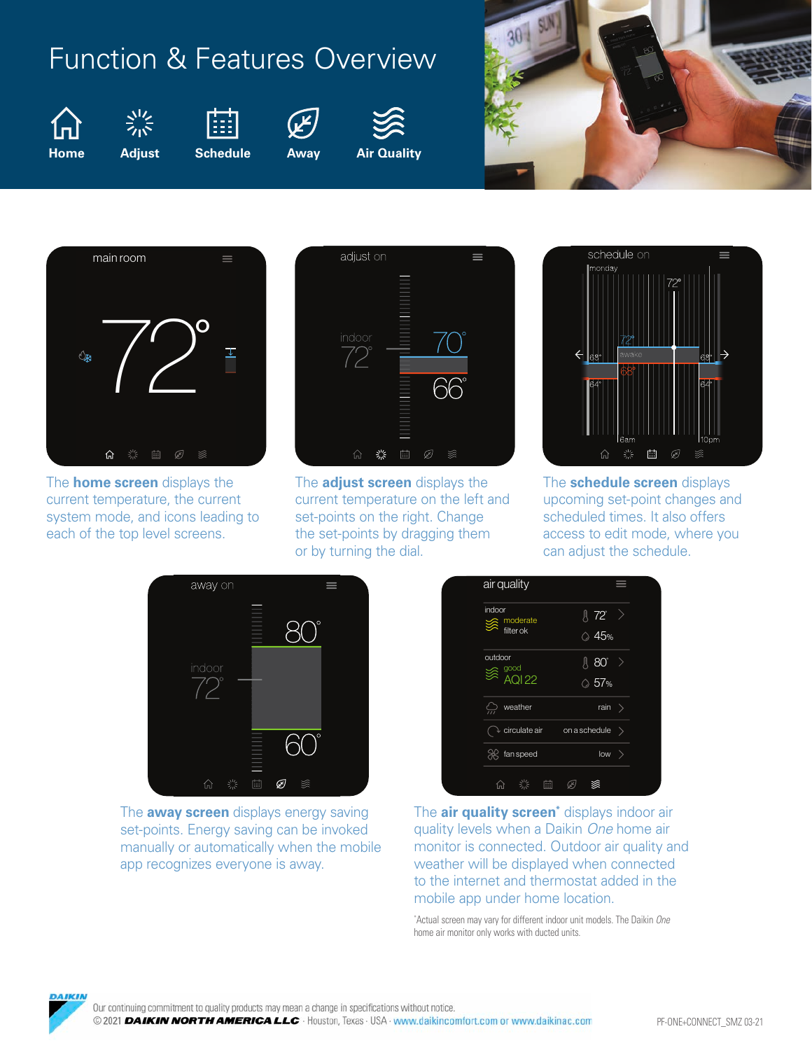# Function & Features Overview

Home

Adjust

Schedule

Away

Air Quality

The **home screen** displays the current temperature, the current system mode, and icons leading to each of the top level screens.

The **adjust screen** displays the current temperature on the left and set-points on the right. Change the set-points by dragging them or by turning the dial.

The **schedule screen** displays upcoming set-point changes and scheduled times. It also offers access to edit mode, where you can adjust the schedule.

The **away screen** displays energy saving set-points. Energy saving can be invoked manually or automatically when the mobile app recognizes everyone is away.

The **air quality screen*** displays indoor air quality levels when a Daikin *One* home air monitor is connected. Outdoor air quality and weather will be displayed when connected to the internet and thermostat added in the mobile app under home location.

*Actual screen may vary for different indoor unit models. The Daikin *One* home air monitor only works with ducted units.

Our continuing commitment to quality products may mean a change in specifications without notice.
© 2021 **DAIKIN NORTH AMERICA LLC** · Houston, Texas · USA · www.daikincomfort.com or www.daikinac.com

PF-ONE+CONNECT_SMZ 03-21